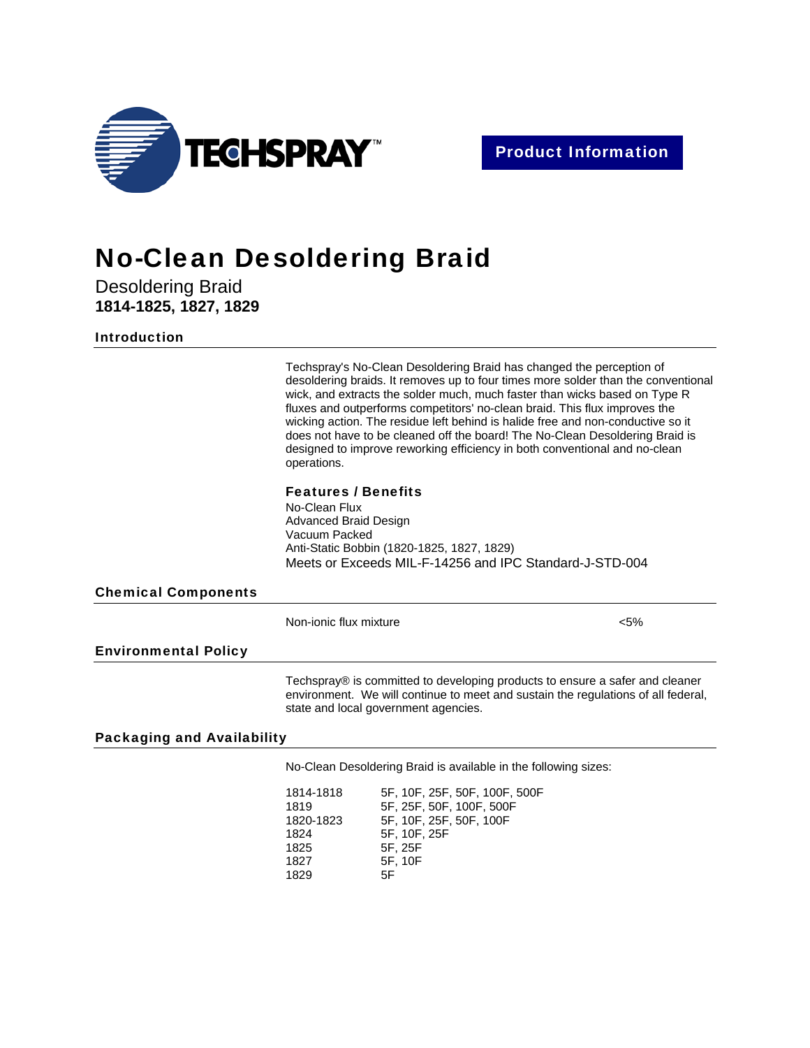TECHSPRAY™

**Product Information**

# No-Clean Desoldering Braid

Desoldering Braid

**1814-1825, 1827, 1829**

## Introduction

Techspray's No-Clean Desoldering Braid has changed the perception of desoldering braids. It removes up to four times more solder than the conventional wick, and extracts the solder much, much faster than wicks based on Type R fluxes and outperforms competitors' no-clean braid. This flux improves the wicking action. The residue left behind is halide free and non-conductive so it does not have to be cleaned off the board! The No-Clean Desoldering Braid is designed to improve reworking efficiency in both conventional and no-clean operations.

### Features / Benefits

No-Clean Flux
Advanced Braid Design
Vacuum Packed
Anti-Static Bobbin (1820-1825, 1827, 1829)
Meets or Exceeds MIL-F-14256 and IPC Standard-J-STD-004

## Chemical Components

| Component | Amount |
|---|---|
| Non-ionic flux mixture | <5% |

## Environmental Policy

Techspray® is committed to developing products to ensure a safer and cleaner environment. We will continue to meet and sustain the regulations of all federal, state and local government agencies.

## Packaging and Availability

No-Clean Desoldering Braid is available in the following sizes:

| Part Number | Sizes |
|---|---|
| 1814-1818 | 5F, 10F, 25F, 50F, 100F, 500F |
| 1819 | 5F, 25F, 50F, 100F, 500F |
| 1820-1823 | 5F, 10F, 25F, 50F, 100F |
| 1824 | 5F, 10F, 25F |
| 1825 | 5F, 25F |
| 1827 | 5F, 10F |
| 1829 | 5F |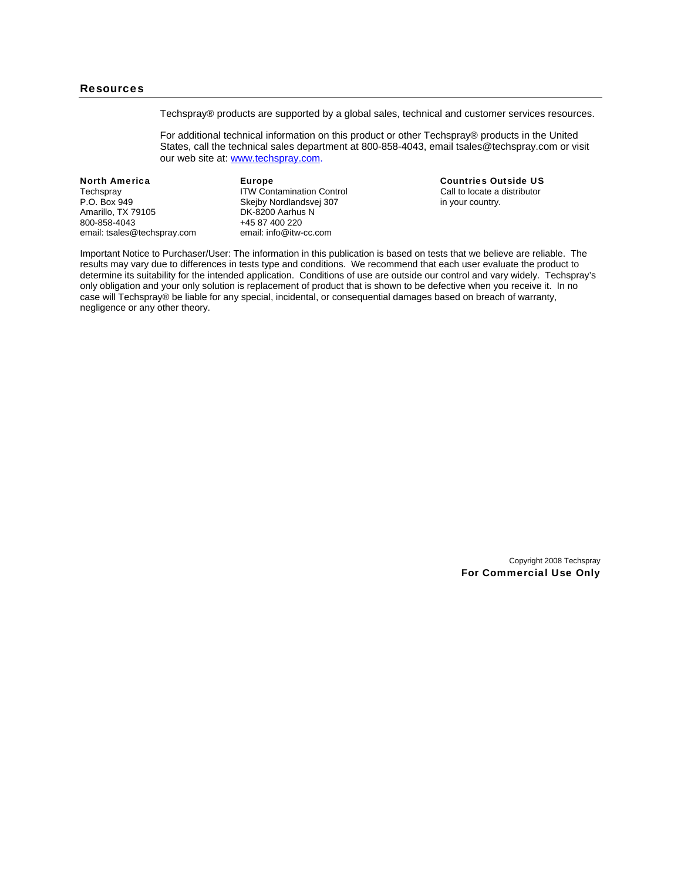## Resources

Techspray® products are supported by a global sales, technical and customer services resources.

For additional technical information on this product or other Techspray® products in the United States, call the technical sales department at 800-858-4043, email tsales@techspray.com or visit our web site at: www.techspray.com.

**North America**
Techspray
P.O. Box 949
Amarillo, TX 79105
800-858-4043
email: tsales@techspray.com

**Europe**
ITW Contamination Control
Skejby Nordlandsvej 307
DK-8200 Aarhus N
+45 87 400 220
email: info@itw-cc.com

**Countries Outside US**
Call to locate a distributor in your country.

Important Notice to Purchaser/User: The information in this publication is based on tests that we believe are reliable. The results may vary due to differences in tests type and conditions. We recommend that each user evaluate the product to determine its suitability for the intended application. Conditions of use are outside our control and vary widely. Techspray's only obligation and your only solution is replacement of product that is shown to be defective when you receive it. In no case will Techspray® be liable for any special, incidental, or consequential damages based on breach of warranty, negligence or any other theory.

Copyright 2008 Techspray

**For Commercial Use Only**